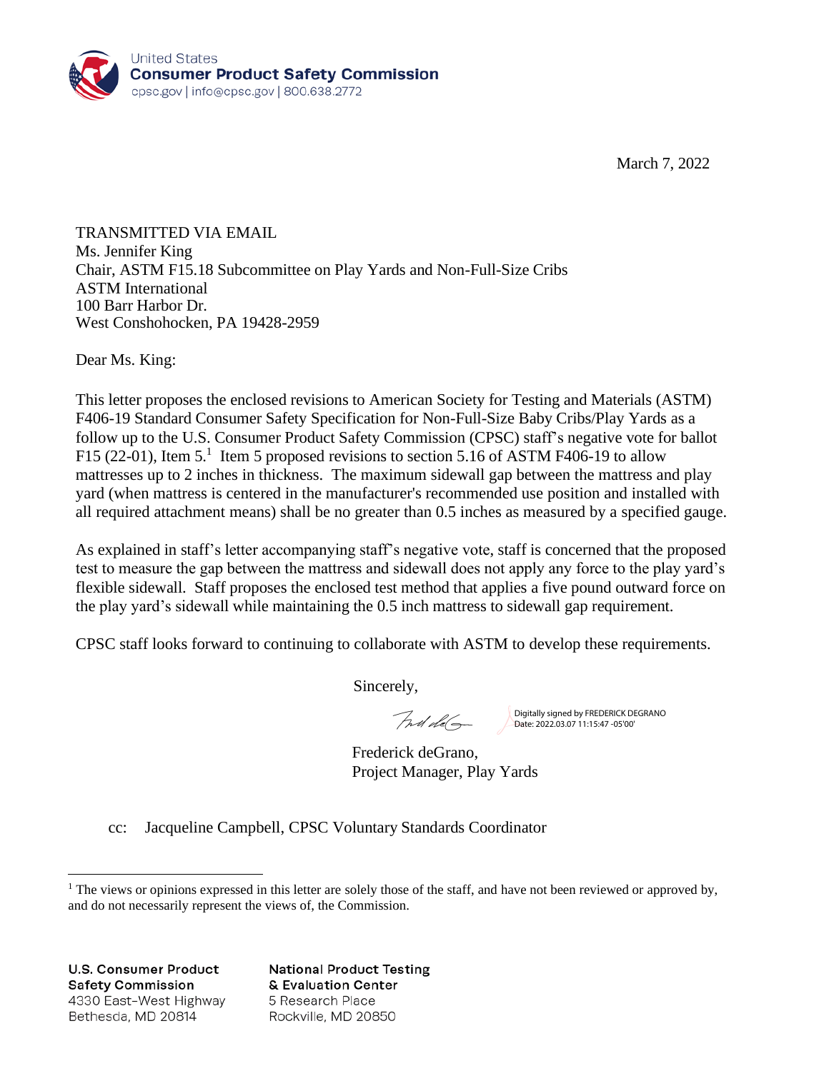United States
**Consumer Product Safety Commission**
cpsc.gov | info@cpsc.gov | 800.638.2772

March 7, 2022

TRANSMITTED VIA EMAIL
Ms. Jennifer King
Chair, ASTM F15.18 Subcommittee on Play Yards and Non-Full-Size Cribs
ASTM International
100 Barr Harbor Dr.
West Conshohocken, PA 19428-2959

Dear Ms. King:

This letter proposes the enclosed revisions to American Society for Testing and Materials (ASTM) F406-19 Standard Consumer Safety Specification for Non-Full-Size Baby Cribs/Play Yards as a follow up to the U.S. Consumer Product Safety Commission (CPSC) staff's negative vote for ballot F15 (22-01), Item 5.[1] Item 5 proposed revisions to section 5.16 of ASTM F406-19 to allow mattresses up to 2 inches in thickness. The maximum sidewall gap between the mattress and play yard (when mattress is centered in the manufacturer's recommended use position and installed with all required attachment means) shall be no greater than 0.5 inches as measured by a specified gauge.

As explained in staff's letter accompanying staff's negative vote, staff is concerned that the proposed test to measure the gap between the mattress and sidewall does not apply any force to the play yard's flexible sidewall. Staff proposes the enclosed test method that applies a five pound outward force on the play yard's sidewall while maintaining the 0.5 inch mattress to sidewall gap requirement.

CPSC staff looks forward to continuing to collaborate with ASTM to develop these requirements.

Sincerely,

Digitally signed by FREDERICK DEGRANO
Date: 2022.03.07 11:15:47 -05'00'

Frederick deGrano,
Project Manager, Play Yards

cc: Jacqueline Campbell, CPSC Voluntary Standards Coordinator

[1] The views or opinions expressed in this letter are solely those of the staff, and have not been reviewed or approved by, and do not necessarily represent the views of, the Commission.

**U.S. Consumer Product Safety Commission**
4330 East-West Highway
Bethesda, MD 20814

**National Product Testing & Evaluation Center**
5 Research Place
Rockville, MD 20850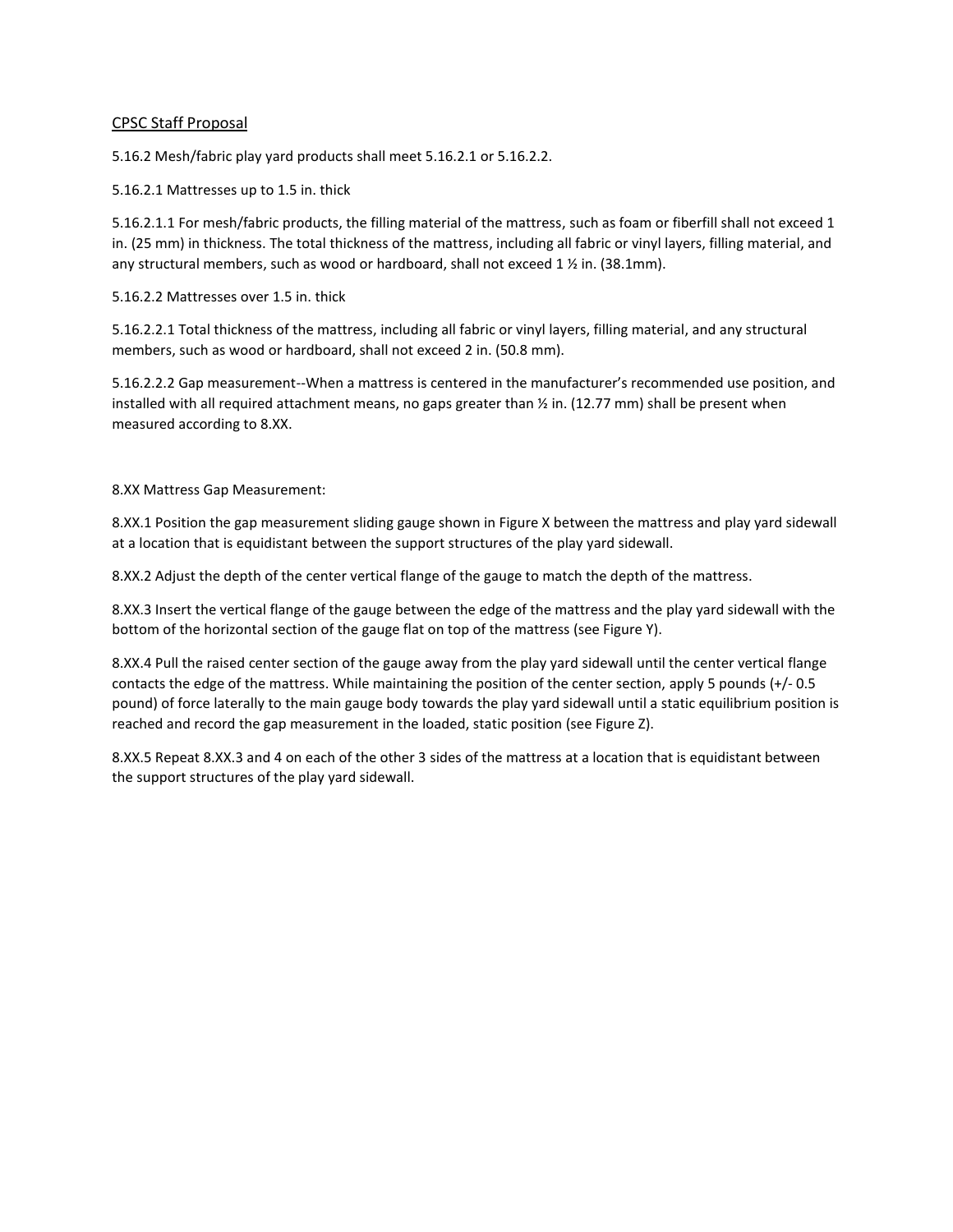CPSC Staff Proposal

5.16.2 Mesh/fabric play yard products shall meet 5.16.2.1 or 5.16.2.2.

5.16.2.1 Mattresses up to 1.5 in. thick

5.16.2.1.1 For mesh/fabric products, the filling material of the mattress, such as foam or fiberfill shall not exceed 1 in. (25 mm) in thickness. The total thickness of the mattress, including all fabric or vinyl layers, filling material, and any structural members, such as wood or hardboard, shall not exceed 1 ½ in. (38.1mm).

5.16.2.2 Mattresses over 1.5 in. thick

5.16.2.2.1 Total thickness of the mattress, including all fabric or vinyl layers, filling material, and any structural members, such as wood or hardboard, shall not exceed 2 in. (50.8 mm).

5.16.2.2.2 Gap measurement--When a mattress is centered in the manufacturer's recommended use position, and installed with all required attachment means, no gaps greater than ½ in. (12.77 mm) shall be present when measured according to 8.XX.

8.XX Mattress Gap Measurement:

8.XX.1 Position the gap measurement sliding gauge shown in Figure X between the mattress and play yard sidewall at a location that is equidistant between the support structures of the play yard sidewall.

8.XX.2 Adjust the depth of the center vertical flange of the gauge to match the depth of the mattress.

8.XX.3 Insert the vertical flange of the gauge between the edge of the mattress and the play yard sidewall with the bottom of the horizontal section of the gauge flat on top of the mattress (see Figure Y).

8.XX.4 Pull the raised center section of the gauge away from the play yard sidewall until the center vertical flange contacts the edge of the mattress. While maintaining the position of the center section, apply 5 pounds (+/- 0.5 pound) of force laterally to the main gauge body towards the play yard sidewall until a static equilibrium position is reached and record the gap measurement in the loaded, static position (see Figure Z).

8.XX.5 Repeat 8.XX.3 and 4 on each of the other 3 sides of the mattress at a location that is equidistant between the support structures of the play yard sidewall.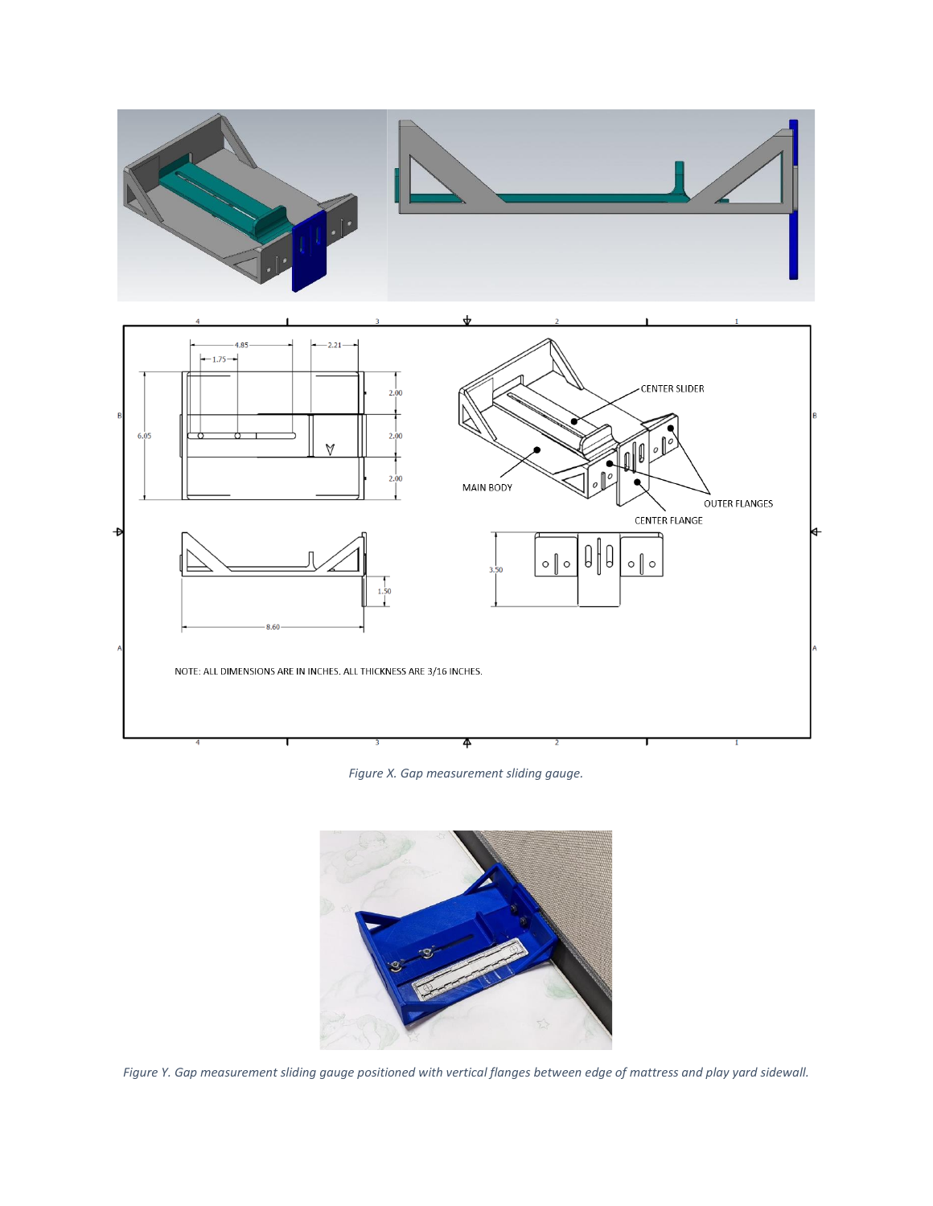*Figure X. Gap measurement sliding gauge.*

*Figure Y. Gap measurement sliding gauge positioned with vertical flanges between edge of mattress and play yard sidewall.*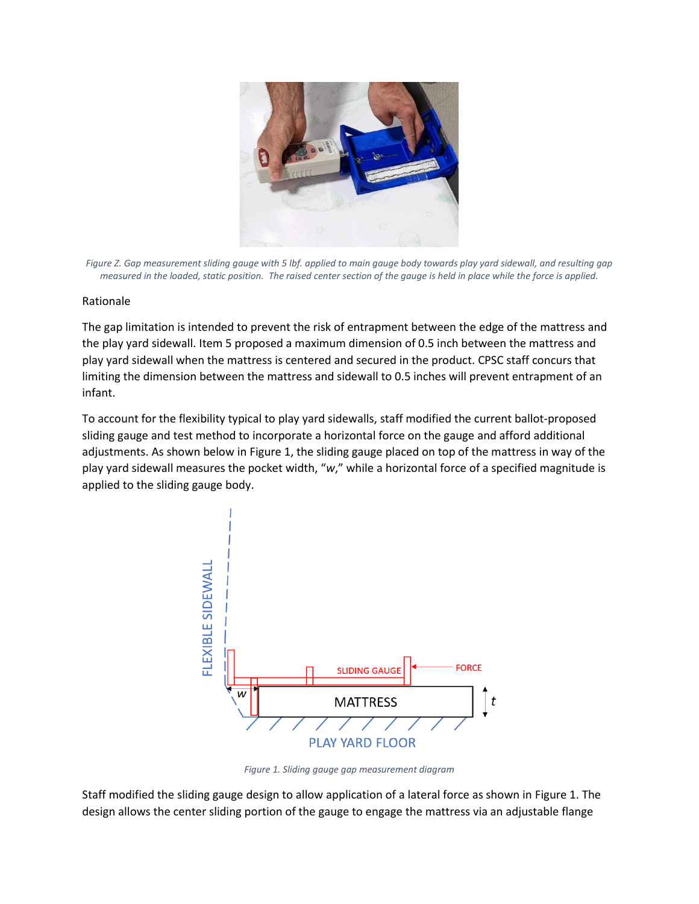*Figure Z. Gap measurement sliding gauge with 5 lbf. applied to main gauge body towards play yard sidewall, and resulting gap measured in the loaded, static position. The raised center section of the gauge is held in place while the force is applied.*

Rationale

The gap limitation is intended to prevent the risk of entrapment between the edge of the mattress and the play yard sidewall. Item 5 proposed a maximum dimension of 0.5 inch between the mattress and play yard sidewall when the mattress is centered and secured in the product. CPSC staff concurs that limiting the dimension between the mattress and sidewall to 0.5 inches will prevent entrapment of an infant.

To account for the flexibility typical to play yard sidewalls, staff modified the current ballot-proposed sliding gauge and test method to incorporate a horizontal force on the gauge and afford additional adjustments. As shown below in Figure 1, the sliding gauge placed on top of the mattress in way of the play yard sidewall measures the pocket width, "*w*," while a horizontal force of a specified magnitude is applied to the sliding gauge body.

*Figure 1. Sliding gauge gap measurement diagram*

Staff modified the sliding gauge design to allow application of a lateral force as shown in Figure 1. The design allows the center sliding portion of the gauge to engage the mattress via an adjustable flange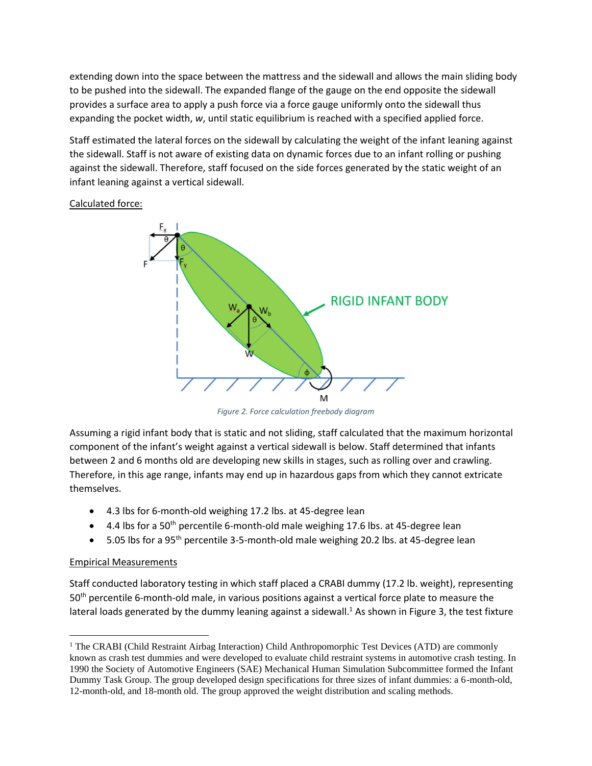extending down into the space between the mattress and the sidewall and allows the main sliding body to be pushed into the sidewall. The expanded flange of the gauge on the end opposite the sidewall provides a surface area to apply a push force via a force gauge uniformly onto the sidewall thus expanding the pocket width, *w*, until static equilibrium is reached with a specified applied force.

Staff estimated the lateral forces on the sidewall by calculating the weight of the infant leaning against the sidewall. Staff is not aware of existing data on dynamic forces due to an infant rolling or pushing against the sidewall. Therefore, staff focused on the side forces generated by the static weight of an infant leaning against a vertical sidewall.

Calculated force:

*Figure 2. Force calculation freebody diagram*

Assuming a rigid infant body that is static and not sliding, staff calculated that the maximum horizontal component of the infant's weight against a vertical sidewall is below. Staff determined that infants between 2 and 6 months old are developing new skills in stages, such as rolling over and crawling. Therefore, in this age range, infants may end up in hazardous gaps from which they cannot extricate themselves.

- 4.3 lbs for 6-month-old weighing 17.2 lbs. at 45-degree lean
- 4.4 lbs for a 50th percentile 6-month-old male weighing 17.6 lbs. at 45-degree lean
- 5.05 lbs for a 95th percentile 3-5-month-old male weighing 20.2 lbs. at 45-degree lean

Empirical Measurements

Staff conducted laboratory testing in which staff placed a CRABI dummy (17.2 lb. weight), representing 50th percentile 6-month-old male, in various positions against a vertical force plate to measure the lateral loads generated by the dummy leaning against a sidewall.[1] As shown in Figure 3, the test fixture

[1] The CRABI (Child Restraint Airbag Interaction) Child Anthropomorphic Test Devices (ATD) are commonly known as crash test dummies and were developed to evaluate child restraint systems in automotive crash testing. In 1990 the Society of Automotive Engineers (SAE) Mechanical Human Simulation Subcommittee formed the Infant Dummy Task Group. The group developed design specifications for three sizes of infant dummies: a 6-month-old, 12-month-old, and 18-month old. The group approved the weight distribution and scaling methods.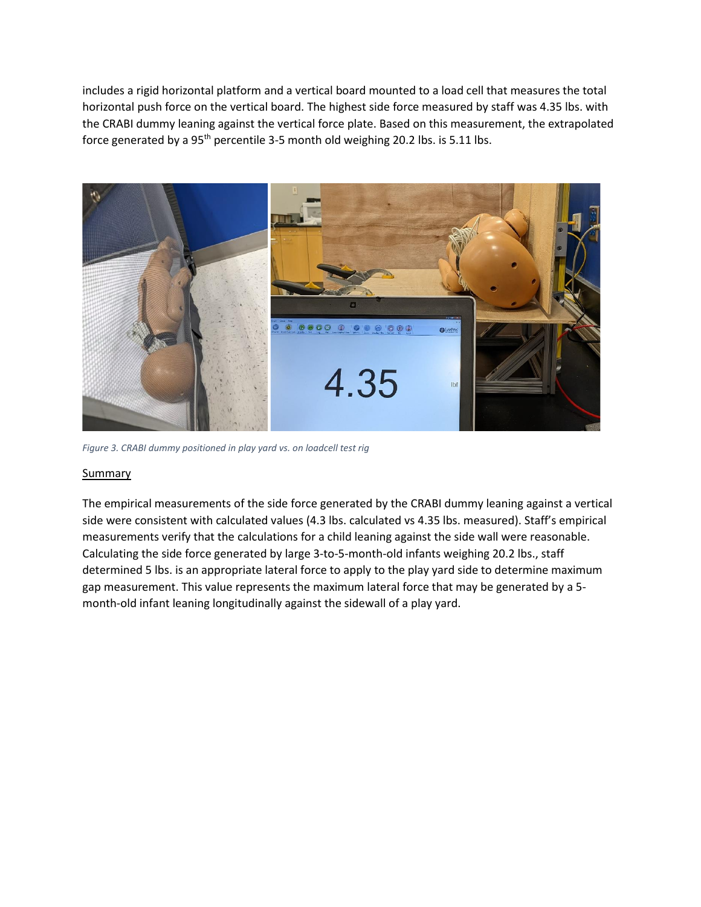includes a rigid horizontal platform and a vertical board mounted to a load cell that measures the total horizontal push force on the vertical board. The highest side force measured by staff was 4.35 lbs. with the CRABI dummy leaning against the vertical force plate. Based on this measurement, the extrapolated force generated by a 95th percentile 3-5 month old weighing 20.2 lbs. is 5.11 lbs.

*Figure 3. CRABI dummy positioned in play yard vs. on loadcell test rig*

<u>Summary</u>

The empirical measurements of the side force generated by the CRABI dummy leaning against a vertical side were consistent with calculated values (4.3 lbs. calculated vs 4.35 lbs. measured). Staff's empirical measurements verify that the calculations for a child leaning against the side wall were reasonable. Calculating the side force generated by large 3-to-5-month-old infants weighing 20.2 lbs., staff determined 5 lbs. is an appropriate lateral force to apply to the play yard side to determine maximum gap measurement. This value represents the maximum lateral force that may be generated by a 5-month-old infant leaning longitudinally against the sidewall of a play yard.